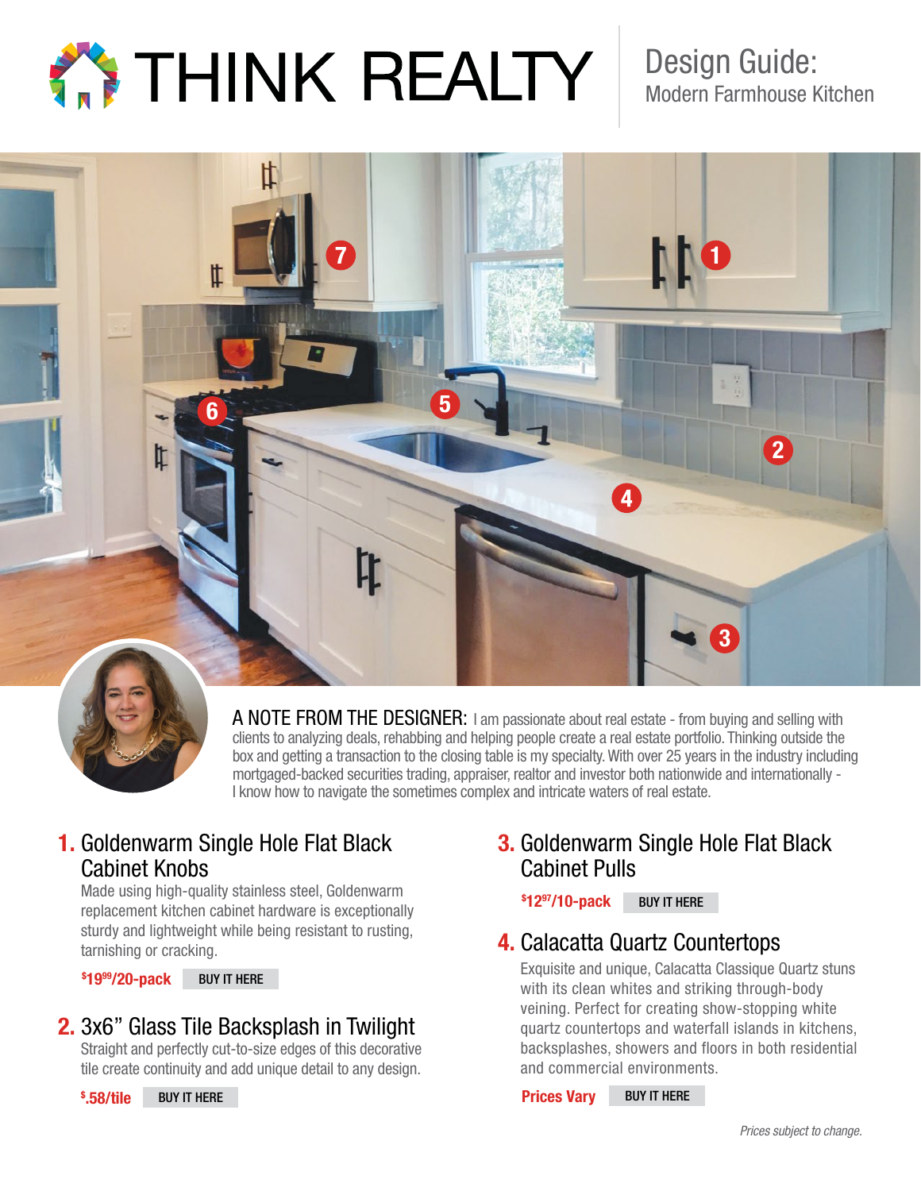# THINK REALTY

## Design Guide: Modern Farmhouse Kitchen

**A NOTE FROM THE DESIGNER:** I am passionate about real estate - from buying and selling with clients to analyzing deals, rehabbing and helping people create a real estate portfolio. Thinking outside the box and getting a transaction to the closing table is my specialty. With over 25 years in the industry including mortgaged-backed securities trading, appraiser, realtor and investor both nationwide and internationally - I know how to navigate the sometimes complex and intricate waters of real estate.

### 1. Goldenwarm Single Hole Flat Black Cabinet Knobs

Made using high-quality stainless steel, Goldenwarm replacement kitchen hardware is exceptionally sturdy and lightweight while being resistant to rusting, tarnishing or cracking.

**$19.99/20-pack** BUY IT HERE

### 2. 3x6" Glass Tile Backsplash in Twilight

Straight and perfectly cut-to-size edges of this decorative tile create continuity and add unique detail to any design.

**$.58/tile** BUY IT HERE

### 3. Goldenwarm Single Hole Flat Black Cabinet Pulls

**$12.97/10-pack** BUY IT HERE

### 4. Calacatta Quartz Countertops

Exquisite and unique, Calacatta Classique Quartz stuns with its clean whites and striking through-body veining. Perfect for creating show-stopping white quartz countertops and waterfall islands in kitchens, backsplashes, showers and floors in both residential and commercial environments.

**Prices Vary** BUY IT HERE

*Prices subject to change.*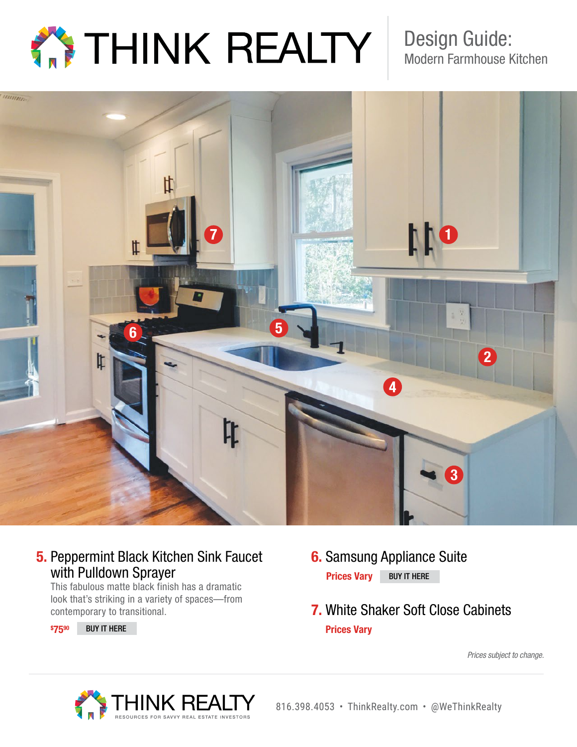# THINK REALTY

Design Guide:
Modern Farmhouse Kitchen

### 5. Peppermint Black Kitchen Sink Faucet with Pulldown Sprayer

This fabulous matte black finish has a dramatic look that's striking in a variety of spaces—from contemporary to transitional.

**$75.90** BUY IT HERE

### 6. Samsung Appliance Suite

**Prices Vary** BUY IT HERE

### 7. White Shaker Soft Close Cabinets

**Prices Vary**

*Prices subject to change.*

THINK REALTY
RESOURCES FOR SAVVY REAL ESTATE INVESTORS

816.398.4053 • ThinkRealty.com • @WeThinkRealty